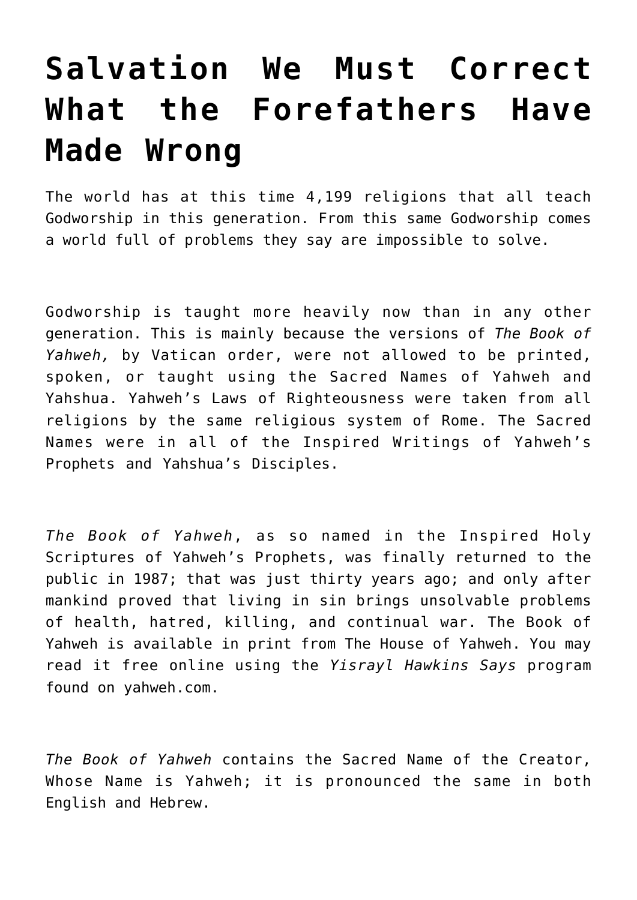# Salvation We Must Correct What the Forefathers Have Made Wrong

The world has at this time 4,199 religions that all teach Godworship in this generation. From this same Godworship comes a world full of problems they say are impossible to solve.

Godworship is taught more heavily now than in any other generation. This is mainly because the versions of *The Book of Yahweh,* by Vatican order, were not allowed to be printed, spoken, or taught using the Sacred Names of Yahweh and Yahshua. Yahweh's Laws of Righteousness were taken from all religions by the same religious system of Rome. The Sacred Names were in all of the Inspired Writings of Yahweh's Prophets and Yahshua's Disciples.

*The Book of Yahweh*, as so named in the Inspired Holy Scriptures of Yahweh's Prophets, was finally returned to the public in 1987; that was just thirty years ago; and only after mankind proved that living in sin brings unsolvable problems of health, hatred, killing, and continual war. The Book of Yahweh is available in print from The House of Yahweh. You may read it free online using the *Yisrayl Hawkins Says* program found on yahweh.com.

*The Book of Yahweh* contains the Sacred Name of the Creator, Whose Name is Yahweh; it is pronounced the same in both English and Hebrew.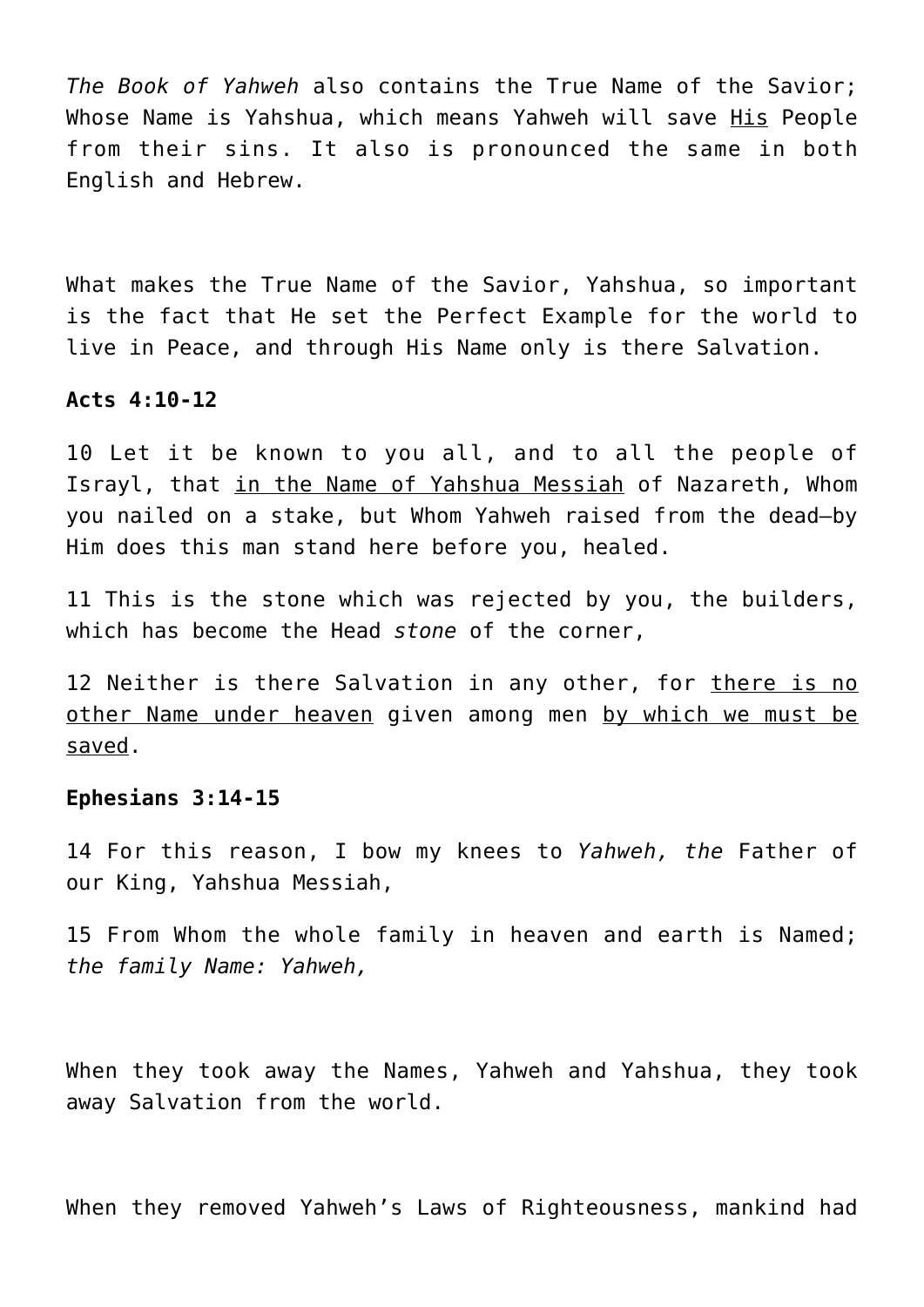*The Book of Yahweh* also contains the True Name of the Savior; Whose Name is Yahshua, which means Yahweh will save <u>His</u> People from their sins. It also is pronounced the same in both English and Hebrew.

What makes the True Name of the Savior, Yahshua, so important is the fact that He set the Perfect Example for the world to live in Peace, and through His Name only is there Salvation.

**Acts 4:10-12**

10 Let it be known to you all, and to all the people of Israyl, that <u>in the Name of Yahshua Messiah</u> of Nazareth, Whom you nailed on a stake, but Whom Yahweh raised from the dead—by Him does this man stand here before you, healed.

11 This is the stone which was rejected by you, the builders, which has become the Head *stone* of the corner,

12 Neither is there Salvation in any other, for <u>there is no other Name under heaven</u> given among men <u>by which we must be saved</u>.

**Ephesians 3:14-15**

14 For this reason, I bow my knees to *Yahweh, the* Father of our King, Yahshua Messiah,

15 From Whom the whole family in heaven and earth is Named; *the family Name: Yahweh,*

When they took away the Names, Yahweh and Yahshua, they took away Salvation from the world.

When they removed Yahweh's Laws of Righteousness, mankind had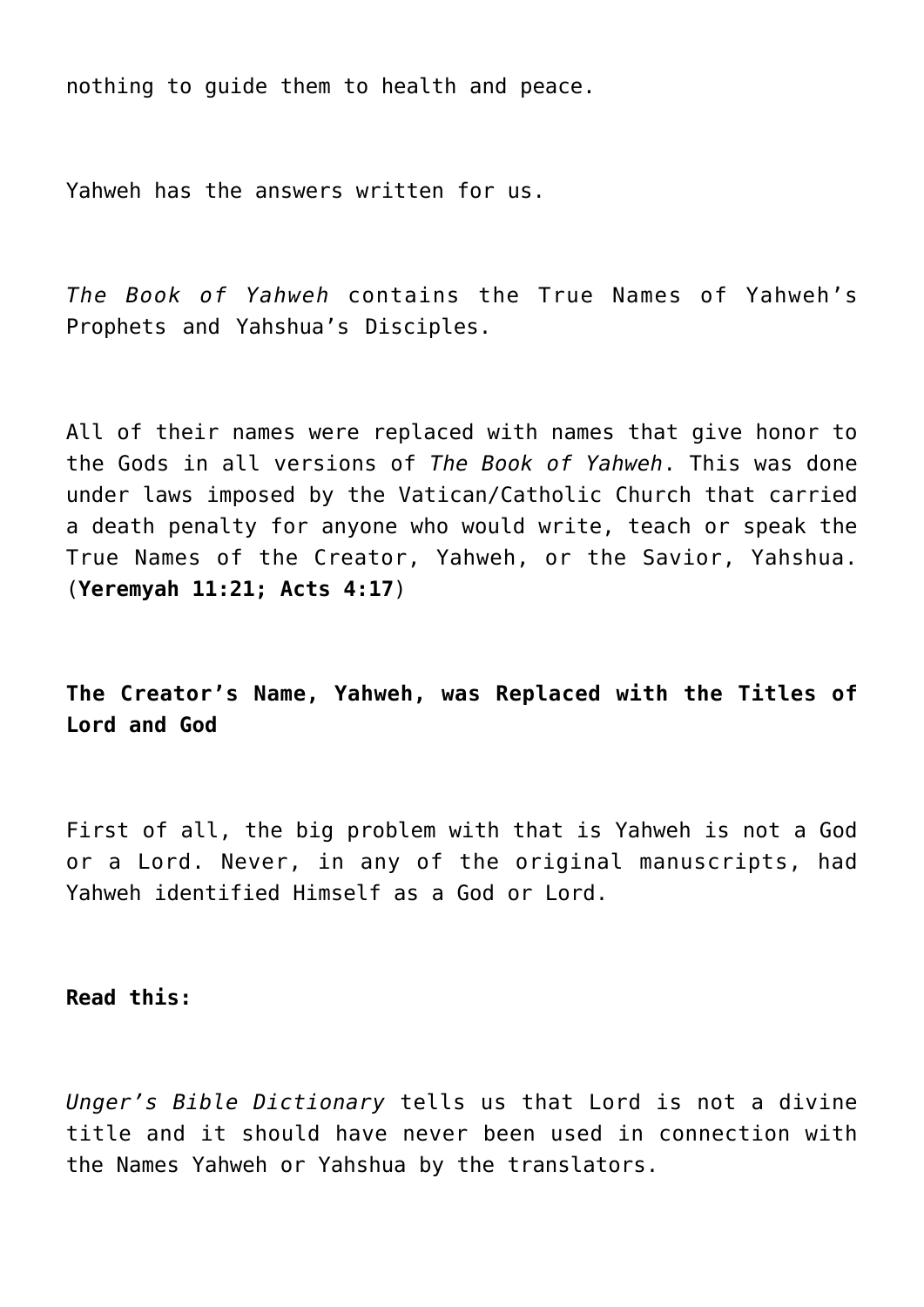nothing to guide them to health and peace.

Yahweh has the answers written for us.

*The Book of Yahweh* contains the True Names of Yahweh's Prophets and Yahshua's Disciples.

All of their names were replaced with names that give honor to the Gods in all versions of *The Book of Yahweh*. This was done under laws imposed by the Vatican/Catholic Church that carried a death penalty for anyone who would write, teach or speak the True Names of the Creator, Yahweh, or the Savior, Yahshua. (**Yeremyah 11:21; Acts 4:17**)

**The Creator's Name, Yahweh, was Replaced with the Titles of Lord and God**

First of all, the big problem with that is Yahweh is not a God or a Lord. Never, in any of the original manuscripts, had Yahweh identified Himself as a God or Lord.

**Read this:**

*Unger's Bible Dictionary* tells us that Lord is not a divine title and it should have never been used in connection with the Names Yahweh or Yahshua by the translators.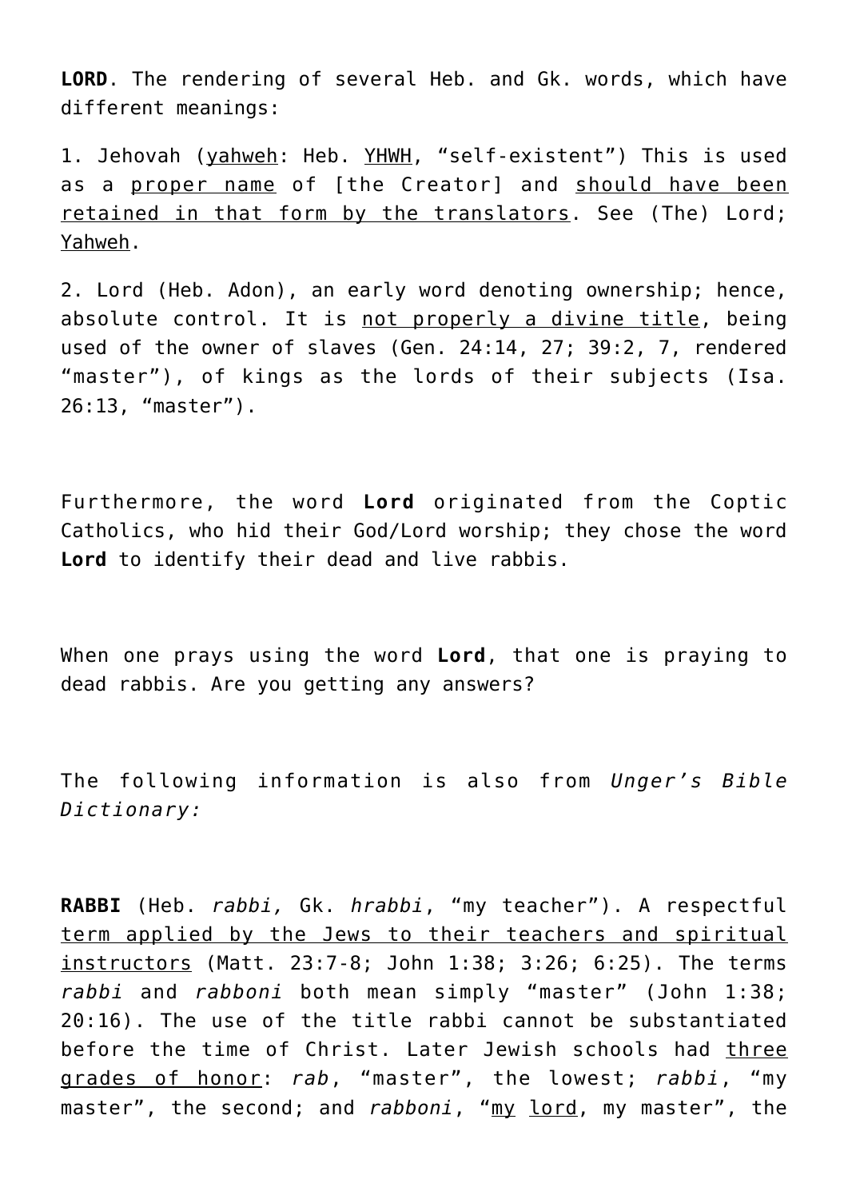**LORD**. The rendering of several Heb. and Gk. words, which have different meanings:

1. Jehovah (<u>yahweh</u>: Heb. <u>YHWH</u>, “self-existent”) This is used as a <u>proper name</u> of [the Creator] and <u>should have been retained in that form by the translators</u>. See (The) Lord; <u>Yahweh</u>.

2. Lord (Heb. Adon), an early word denoting ownership; hence, absolute control. It is <u>not properly a divine title</u>, being used of the owner of slaves (Gen. 24:14, 27; 39:2, 7, rendered “master”), of kings as the lords of their subjects (Isa. 26:13, “master”).

Furthermore, the word **Lord** originated from the Coptic Catholics, who hid their God/Lord worship; they chose the word **Lord** to identify their dead and live rabbis.

When one prays using the word **Lord**, that one is praying to dead rabbis. Are you getting any answers?

The following information is also from *Unger’s Bible Dictionary:*

**RABBI** (Heb. *rabbi,* Gk. *hrabbi*, “my teacher”). A respectful <u>term applied by the Jews to their teachers and spiritual instructors</u> (Matt. 23:7-8; John 1:38; 3:26; 6:25). The terms *rabbi* and *rabboni* both mean simply “master” (John 1:38; 20:16). The use of the title rabbi cannot be substantiated before the time of Christ. Later Jewish schools had <u>three grades of honor</u>: *rab*, “master”, the lowest; *rabbi*, “my master”, the second; and *rabboni*, “<u>my</u> <u>lord</u>, my master”, the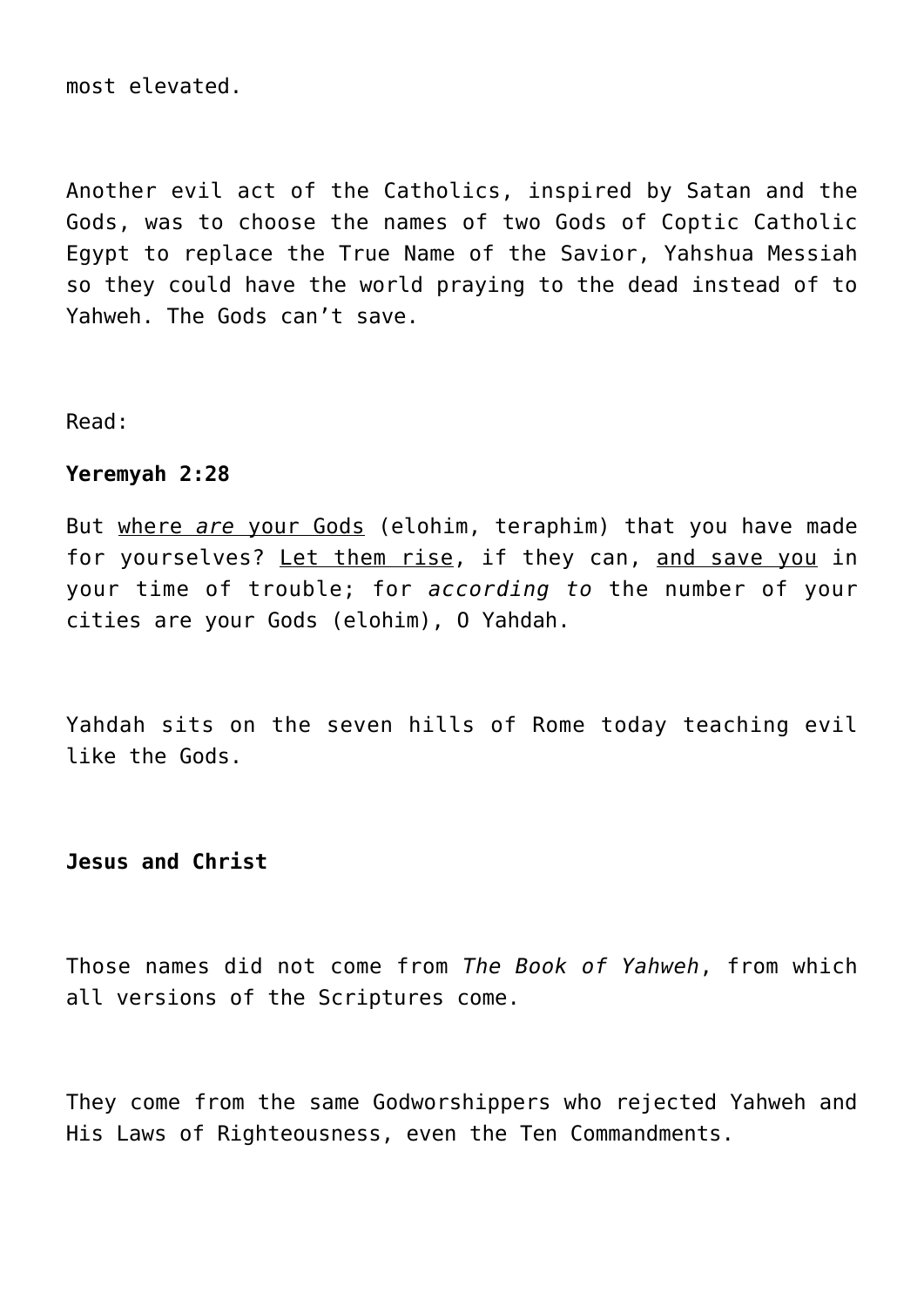most elevated.

Another evil act of the Catholics, inspired by Satan and the Gods, was to choose the names of two Gods of Coptic Catholic Egypt to replace the True Name of the Savior, Yahshua Messiah so they could have the world praying to the dead instead of to Yahweh. The Gods can't save.

Read:

**Yeremyah 2:28**

But <u>where *are* your Gods</u> (elohim, teraphim) that you have made for yourselves? <u>Let them rise</u>, if they can, <u>and save you</u> in your time of trouble; for *according to* the number of your cities are your Gods (elohim), O Yahdah.

Yahdah sits on the seven hills of Rome today teaching evil like the Gods.

**Jesus and Christ**

Those names did not come from *The Book of Yahweh*, from which all versions of the Scriptures come.

They come from the same Godworshippers who rejected Yahweh and His Laws of Righteousness, even the Ten Commandments.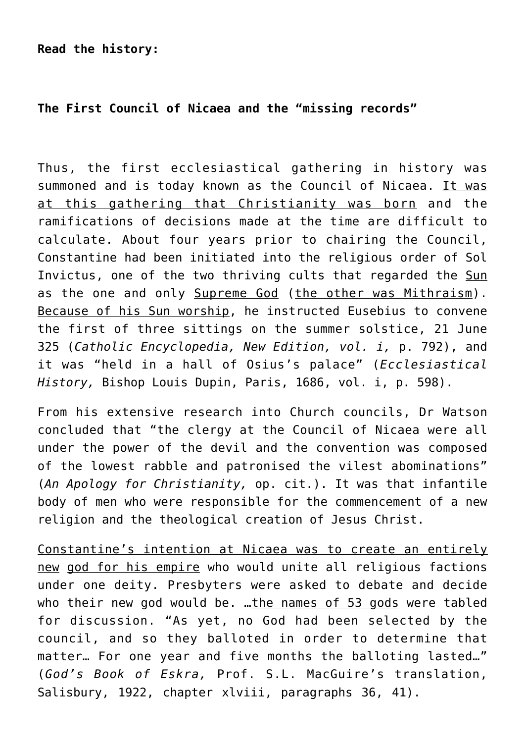**Read the history:**

**The First Council of Nicaea and the "missing records"**

Thus, the first ecclesiastical gathering in history was summoned and is today known as the Council of Nicaea. It was at this gathering that Christianity was born and the ramifications of decisions made at the time are difficult to calculate. About four years prior to chairing the Council, Constantine had been initiated into the religious order of Sol Invictus, one of the two thriving cults that regarded the Sun as the one and only Supreme God (the other was Mithraism). Because of his Sun worship, he instructed Eusebius to convene the first of three sittings on the summer solstice, 21 June 325 (*Catholic Encyclopedia, New Edition, vol. i,* p. 792), and it was "held in a hall of Osius's palace" (*Ecclesiastical History,* Bishop Louis Dupin, Paris, 1686, vol. i, p. 598).

From his extensive research into Church councils, Dr Watson concluded that "the clergy at the Council of Nicaea were all under the power of the devil and the convention was composed of the lowest rabble and patronised the vilest abominations" (*An Apology for Christianity,* op. cit.). It was that infantile body of men who were responsible for the commencement of a new religion and the theological creation of Jesus Christ.

Constantine's intention at Nicaea was to create an entirely new god for his empire who would unite all religious factions under one deity. Presbyters were asked to debate and decide who their new god would be. …the names of 53 gods were tabled for discussion. "As yet, no God had been selected by the council, and so they balloted in order to determine that matter… For one year and five months the balloting lasted…" (*God's Book of Eskra,* Prof. S.L. MacGuire's translation, Salisbury, 1922, chapter xlviii, paragraphs 36, 41).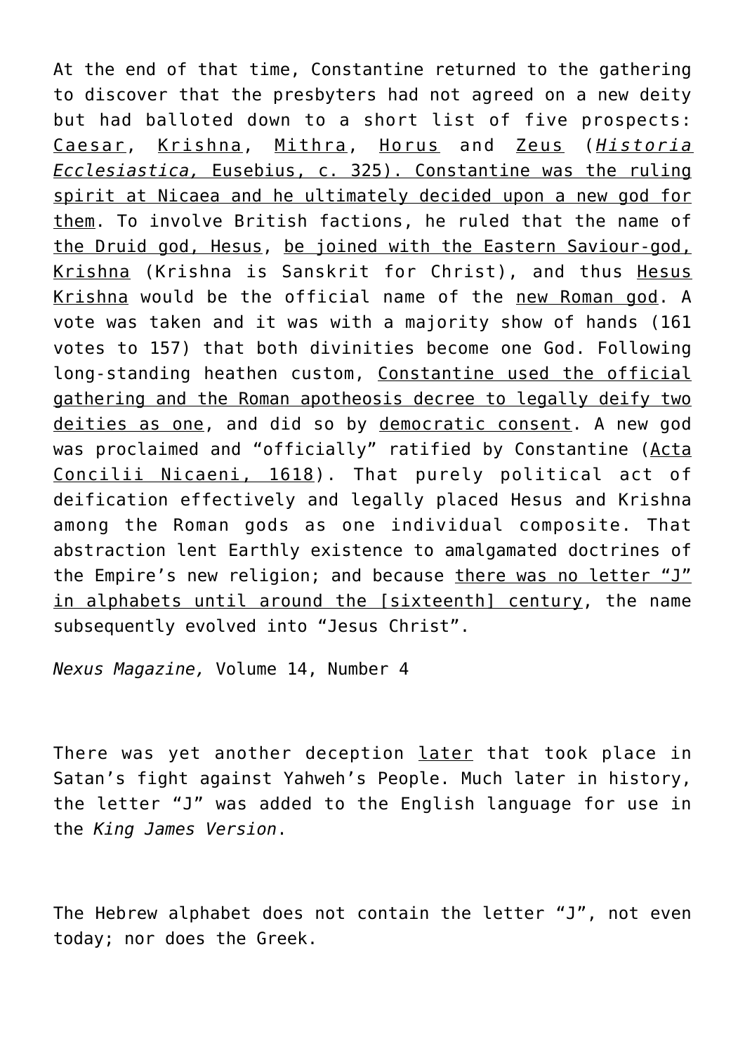At the end of that time, Constantine returned to the gathering to discover that the presbyters had not agreed on a new deity but had balloted down to a short list of five prospects: <u>Caesar</u>, <u>Krishna</u>, <u>Mithra</u>, <u>Horus</u> and <u>Zeus</u> (<u>*Historia Ecclesiastica,* Eusebius, c. 325). Constantine was the ruling spirit at Nicaea and he ultimately decided upon a new god for them</u>. To involve British factions, he ruled that the name of <u>the Druid god, Hesus</u>, <u>be joined with the Eastern Saviour-god, Krishna</u> (Krishna is Sanskrit for Christ), and thus <u>Hesus Krishna</u> would be the official name of the <u>new Roman god</u>. A vote was taken and it was with a majority show of hands (161 votes to 157) that both divinities become one God. Following long-standing heathen custom, <u>Constantine used the official gathering and the Roman apotheosis decree to legally deify two deities as one</u>, and did so by <u>democratic consent</u>. A new god was proclaimed and "officially" ratified by Constantine (<u>Acta Concilii Nicaeni, 1618</u>). That purely political act of deification effectively and legally placed Hesus and Krishna among the Roman gods as one individual composite. That abstraction lent Earthly existence to amalgamated doctrines of the Empire's new religion; and because <u>there was no letter "J" in alphabets until around the [sixteenth] century</u>, the name subsequently evolved into "Jesus Christ".

*Nexus Magazine,* Volume 14, Number 4

There was yet another deception <u>later</u> that took place in Satan's fight against Yahweh's People. Much later in history, the letter "J" was added to the English language for use in the *King James Version*.

The Hebrew alphabet does not contain the letter "J", not even today; nor does the Greek.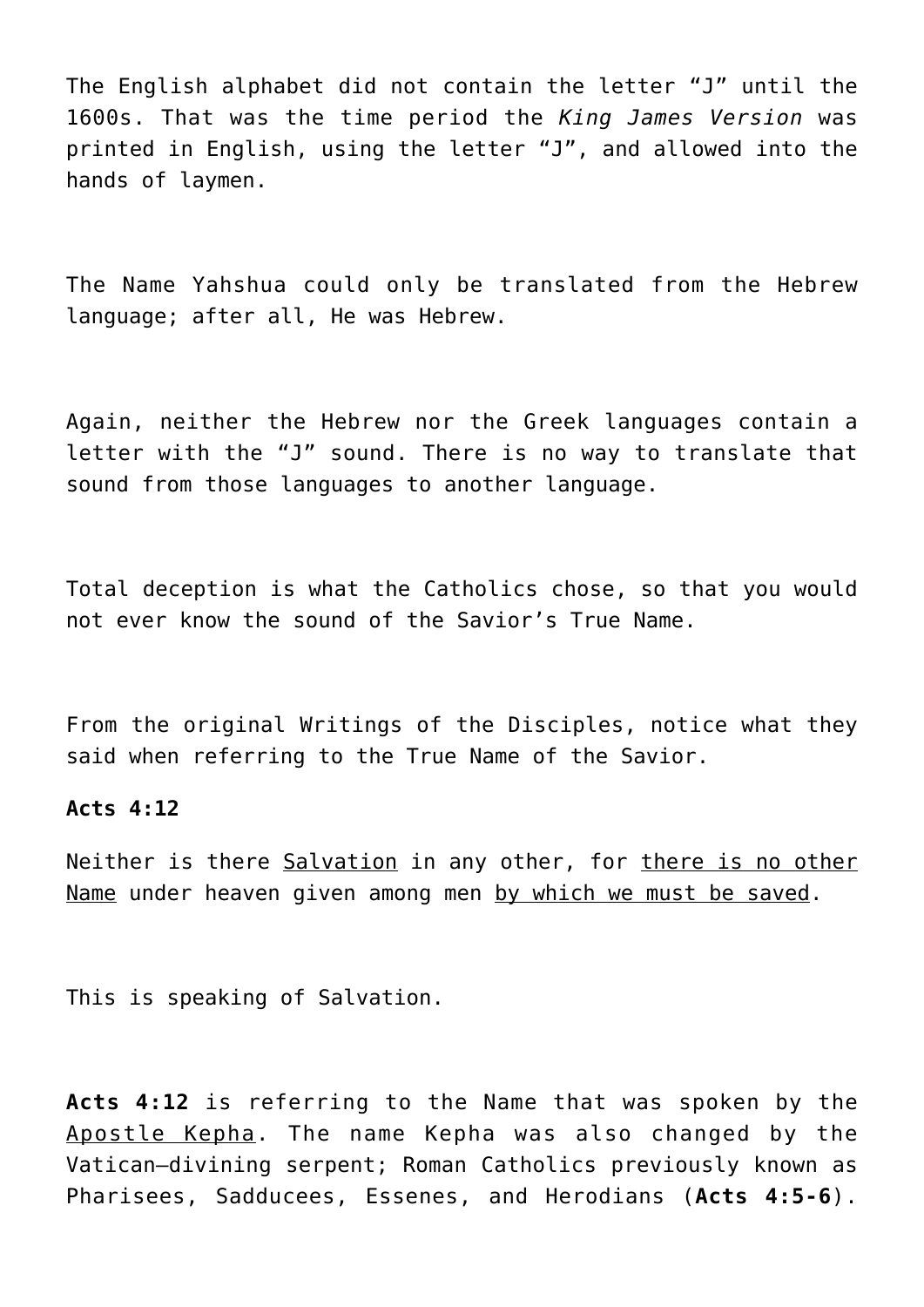The English alphabet did not contain the letter "J" until the 1600s. That was the time period the *King James Version* was printed in English, using the letter "J", and allowed into the hands of laymen.

The Name Yahshua could only be translated from the Hebrew language; after all, He was Hebrew.

Again, neither the Hebrew nor the Greek languages contain a letter with the "J" sound. There is no way to translate that sound from those languages to another language.

Total deception is what the Catholics chose, so that you would not ever know the sound of the Savior's True Name.

From the original Writings of the Disciples, notice what they said when referring to the True Name of the Savior.

**Acts 4:12**

Neither is there <u>Salvation</u> in any other, for <u>there is no other Name</u> under heaven given among men <u>by which we must be saved</u>.

This is speaking of Salvation.

**Acts 4:12** is referring to the Name that was spoken by the <u>Apostle Kepha</u>. The name Kepha was also changed by the Vatican—divining serpent; Roman Catholics previously known as Pharisees, Sadducees, Essenes, and Herodians (**Acts 4:5-6**).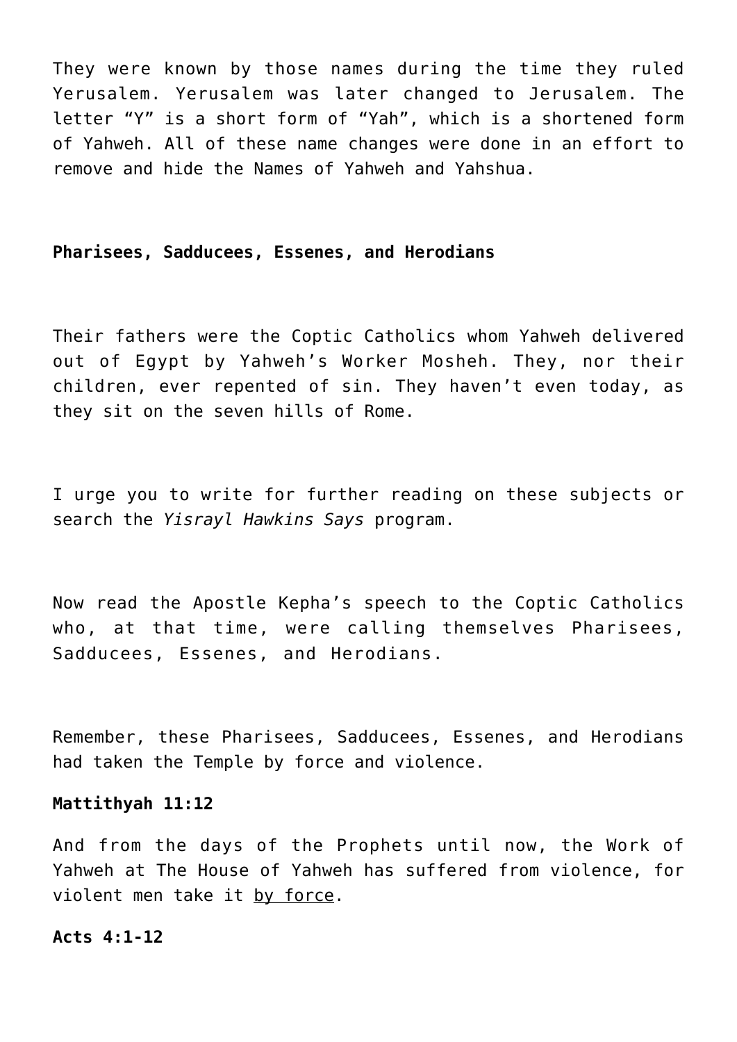They were known by those names during the time they ruled Yerusalem. Yerusalem was later changed to Jerusalem. The letter "Y" is a short form of "Yah", which is a shortened form of Yahweh. All of these name changes were done in an effort to remove and hide the Names of Yahweh and Yahshua.

**Pharisees, Sadducees, Essenes, and Herodians**

Their fathers were the Coptic Catholics whom Yahweh delivered out of Egypt by Yahweh's Worker Mosheh. They, nor their children, ever repented of sin. They haven't even today, as they sit on the seven hills of Rome.

I urge you to write for further reading on these subjects or search the *Yisrayl Hawkins Says* program.

Now read the Apostle Kepha's speech to the Coptic Catholics who, at that time, were calling themselves Pharisees, Sadducees, Essenes, and Herodians.

Remember, these Pharisees, Sadducees, Essenes, and Herodians had taken the Temple by force and violence.

**Mattithyah 11:12**

And from the days of the Prophets until now, the Work of Yahweh at The House of Yahweh has suffered from violence, for violent men take it <u>by force</u>.

**Acts 4:1-12**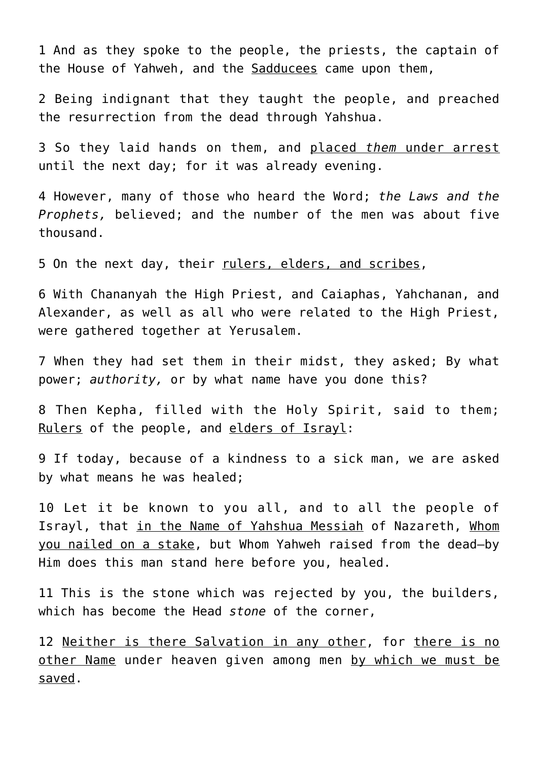1 And as they spoke to the people, the priests, the captain of the House of Yahweh, and the <u>Sadducees</u> came upon them,

2 Being indignant that they taught the people, and preached the resurrection from the dead through Yahshua.

3 So they laid hands on them, and <u>placed *them* under arrest</u> until the next day; for it was already evening.

4 However, many of those who heard the Word; *the Laws and the Prophets,* believed; and the number of the men was about five thousand.

5 On the next day, their <u>rulers, elders, and scribes</u>,

6 With Chananyah the High Priest, and Caiaphas, Yahchanan, and Alexander, as well as all who were related to the High Priest, were gathered together at Yerusalem.

7 When they had set them in their midst, they asked; By what power; *authority,* or by what name have you done this?

8 Then Kepha, filled with the Holy Spirit, said to them; <u>Rulers</u> of the people, and <u>elders of Israyl</u>:

9 If today, because of a kindness to a sick man, we are asked by what means he was healed;

10 Let it be known to you all, and to all the people of Israyl, that <u>in the Name of Yahshua Messiah</u> of Nazareth, <u>Whom you nailed on a stake</u>, but Whom Yahweh raised from the dead—by Him does this man stand here before you, healed.

11 This is the stone which was rejected by you, the builders, which has become the Head *stone* of the corner,

12 <u>Neither is there Salvation in any other</u>, for <u>there is no other Name</u> under heaven given among men <u>by which we must be saved</u>.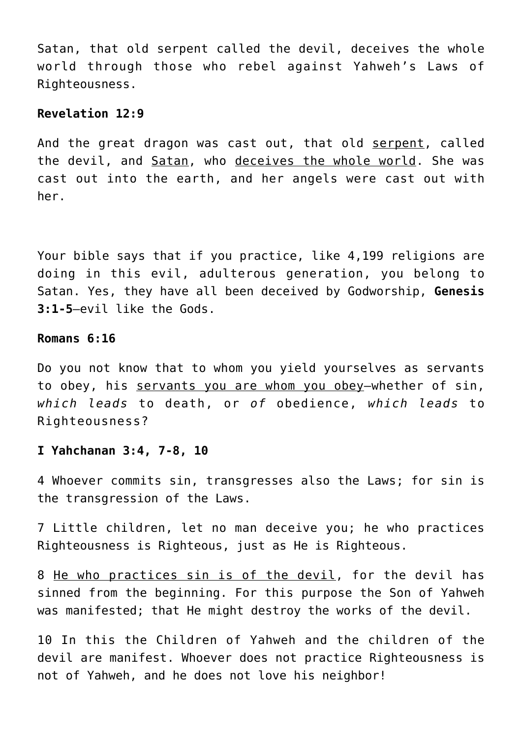Satan, that old serpent called the devil, deceives the whole world through those who rebel against Yahweh's Laws of Righteousness.

**Revelation 12:9**

And the great dragon was cast out, that old serpent, called the devil, and Satan, who deceives the whole world. She was cast out into the earth, and her angels were cast out with her.

Your bible says that if you practice, like 4,199 religions are doing in this evil, adulterous generation, you belong to Satan. Yes, they have all been deceived by Godworship, **Genesis 3:1-5**—evil like the Gods.

**Romans 6:16**

Do you not know that to whom you yield yourselves as servants to obey, his servants you are whom you obey—whether of sin, *which leads* to death, or *of* obedience, *which leads* to Righteousness?

**I Yahchanan 3:4, 7-8, 10**

4 Whoever commits sin, transgresses also the Laws; for sin is the transgression of the Laws.

7 Little children, let no man deceive you; he who practices Righteousness is Righteous, just as He is Righteous.

8 He who practices sin is of the devil, for the devil has sinned from the beginning. For this purpose the Son of Yahweh was manifested; that He might destroy the works of the devil.

10 In this the Children of Yahweh and the children of the devil are manifest. Whoever does not practice Righteousness is not of Yahweh, and he does not love his neighbor!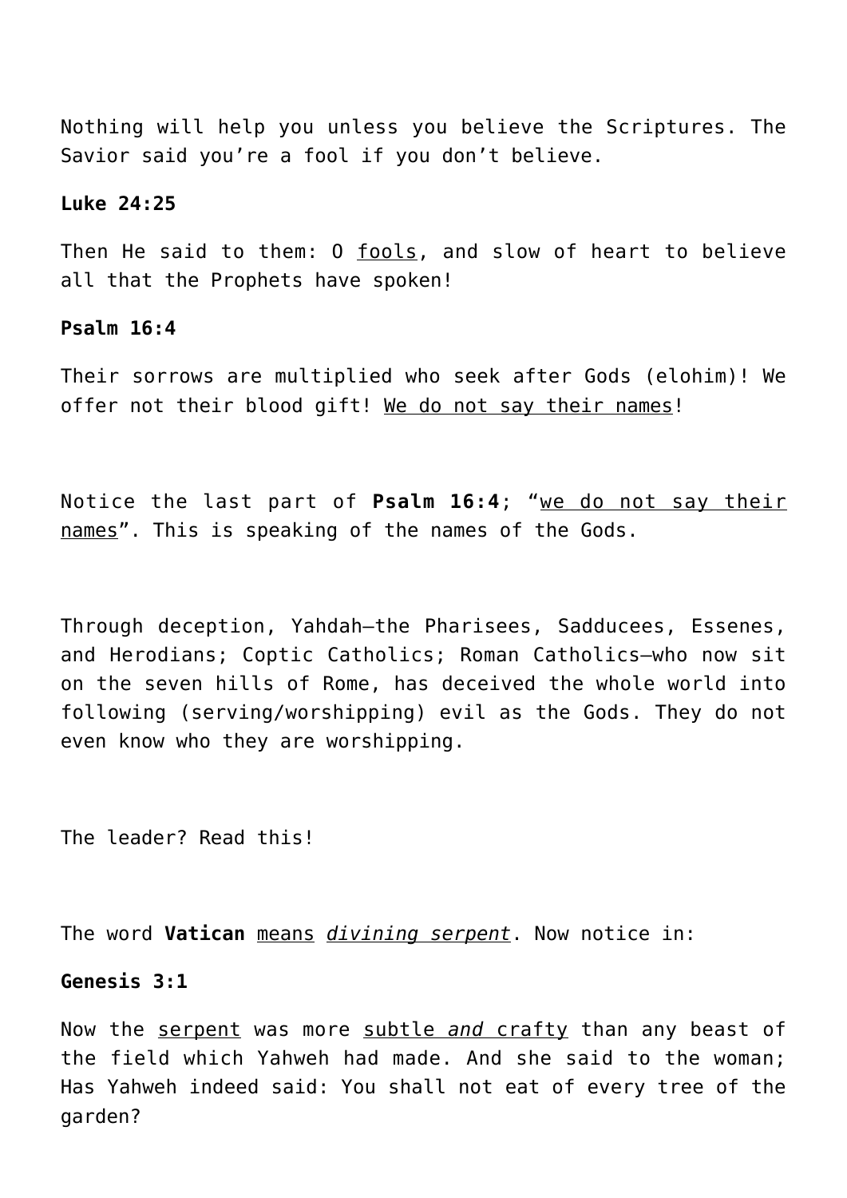Nothing will help you unless you believe the Scriptures. The Savior said you’re a fool if you don’t believe.

**Luke 24:25**

Then He said to them: O <u>fools</u>, and slow of heart to believe all that the Prophets have spoken!

**Psalm 16:4**

Their sorrows are multiplied who seek after Gods (elohim)! We offer not their blood gift! <u>We do not say their names</u>!

Notice the last part of **Psalm 16:4**; “<u>we do not say their names</u>”. This is speaking of the names of the Gods.

Through deception, Yahdah—the Pharisees, Sadducees, Essenes, and Herodians; Coptic Catholics; Roman Catholics—who now sit on the seven hills of Rome, has deceived the whole world into following (serving/worshipping) evil as the Gods. They do not even know who they are worshipping.

The leader? Read this!

The word **Vatican** <u>means</u> <u>*divining serpent*</u>. Now notice in:

**Genesis 3:1**

Now the <u>serpent</u> was more <u>subtle *and* crafty</u> than any beast of the field which Yahweh had made. And she said to the woman; Has Yahweh indeed said: You shall not eat of every tree of the garden?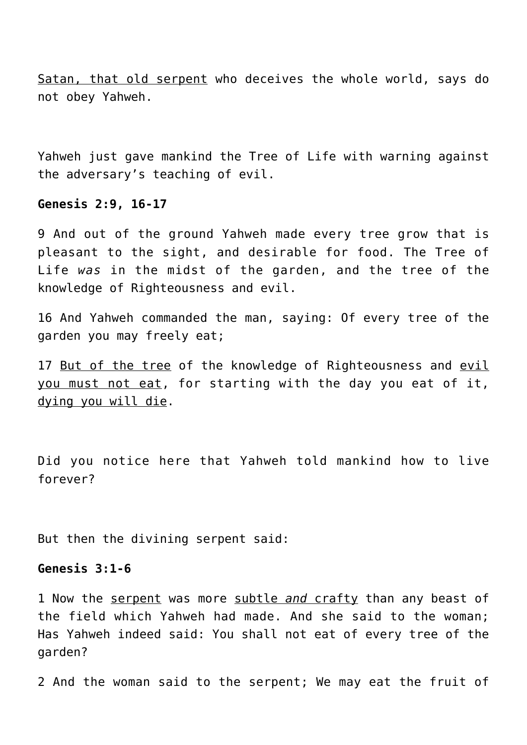<u>Satan, that old serpent</u> who deceives the whole world, says do not obey Yahweh.

Yahweh just gave mankind the Tree of Life with warning against the adversary's teaching of evil.

**Genesis 2:9, 16-17**

9 And out of the ground Yahweh made every tree grow that is pleasant to the sight, and desirable for food. The Tree of Life *was* in the midst of the garden, and the tree of the knowledge of Righteousness and evil.

16 And Yahweh commanded the man, saying: Of every tree of the garden you may freely eat;

17 <u>But of the tree</u> of the knowledge of Righteousness and <u>evil you must not eat</u>, for starting with the day you eat of it, <u>dying you will die</u>.

Did you notice here that Yahweh told mankind how to live forever?

But then the divining serpent said:

**Genesis 3:1-6**

1 Now the <u>serpent</u> was more <u>subtle *and* crafty</u> than any beast of the field which Yahweh had made. And she said to the woman; Has Yahweh indeed said: You shall not eat of every tree of the garden?

2 And the woman said to the serpent; We may eat the fruit of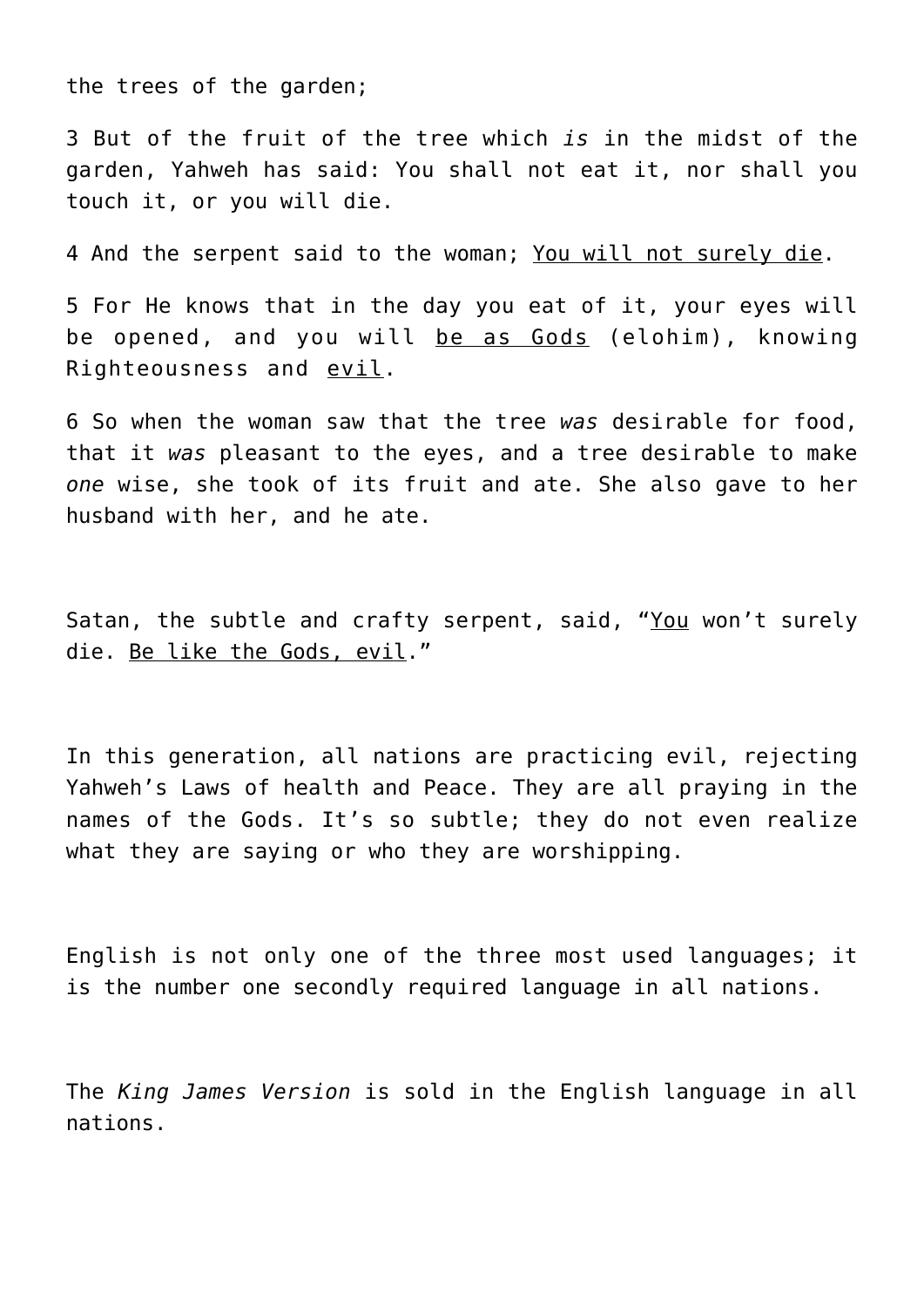the trees of the garden;

3 But of the fruit of the tree which *is* in the midst of the garden, Yahweh has said: You shall not eat it, nor shall you touch it, or you will die.

4 And the serpent said to the woman; <u>You will not surely die</u>.

5 For He knows that in the day you eat of it, your eyes will be opened, and you will <u>be as Gods</u> (elohim), knowing Righteousness and <u>evil</u>.

6 So when the woman saw that the tree *was* desirable for food, that it *was* pleasant to the eyes, and a tree desirable to make *one* wise, she took of its fruit and ate. She also gave to her husband with her, and he ate.

Satan, the subtle and crafty serpent, said, "<u>You</u> won't surely die. <u>Be like the Gods, evil</u>."

In this generation, all nations are practicing evil, rejecting Yahweh's Laws of health and Peace. They are all praying in the names of the Gods. It's so subtle; they do not even realize what they are saying or who they are worshipping.

English is not only one of the three most used languages; it is the number one secondly required language in all nations.

The *King James Version* is sold in the English language in all nations.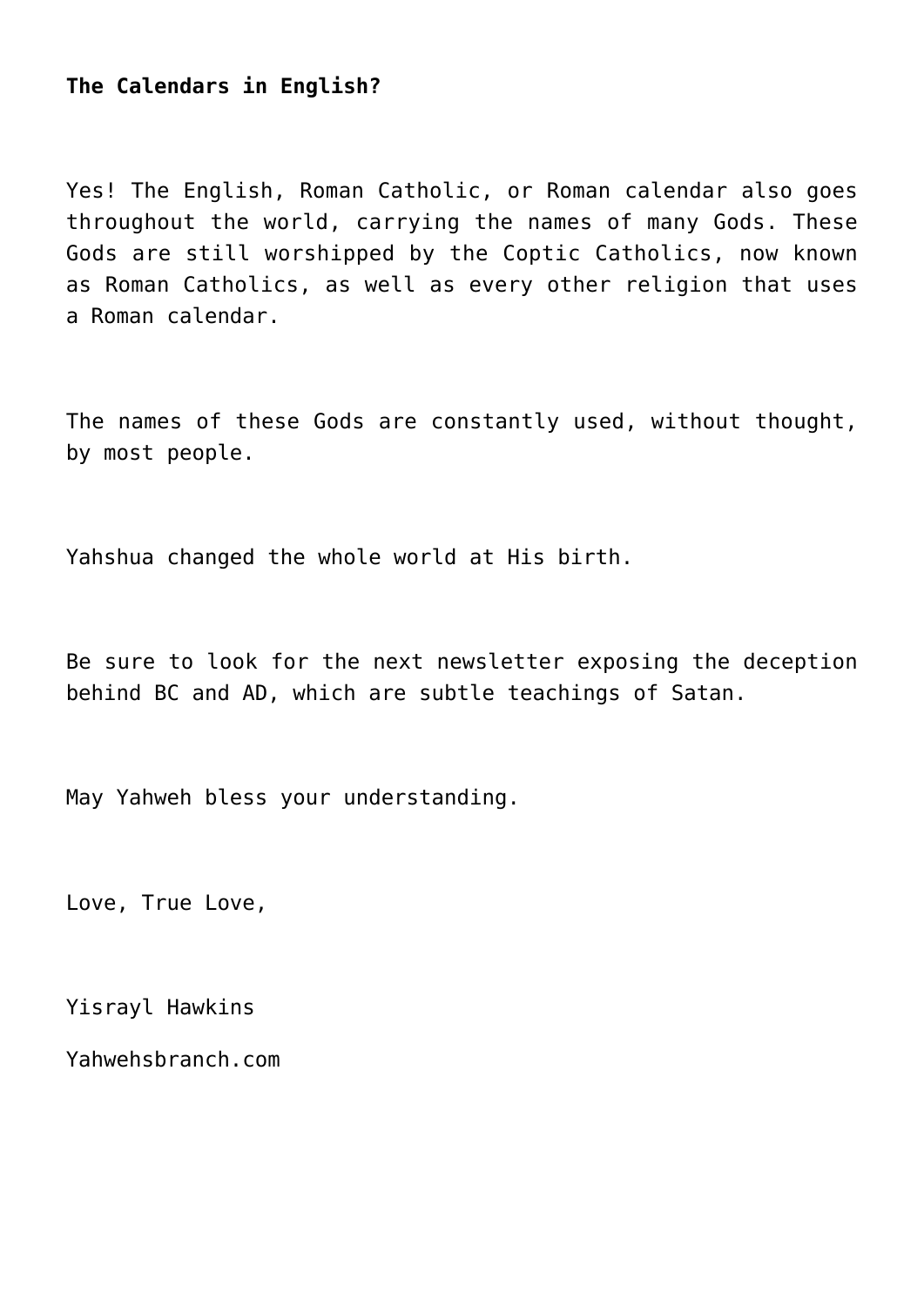**The Calendars in English?**

Yes! The English, Roman Catholic, or Roman calendar also goes throughout the world, carrying the names of many Gods. These Gods are still worshipped by the Coptic Catholics, now known as Roman Catholics, as well as every other religion that uses a Roman calendar.

The names of these Gods are constantly used, without thought, by most people.

Yahshua changed the whole world at His birth.

Be sure to look for the next newsletter exposing the deception behind BC and AD, which are subtle teachings of Satan.

May Yahweh bless your understanding.

Love, True Love,

Yisrayl Hawkins

Yahwehsbranch.com